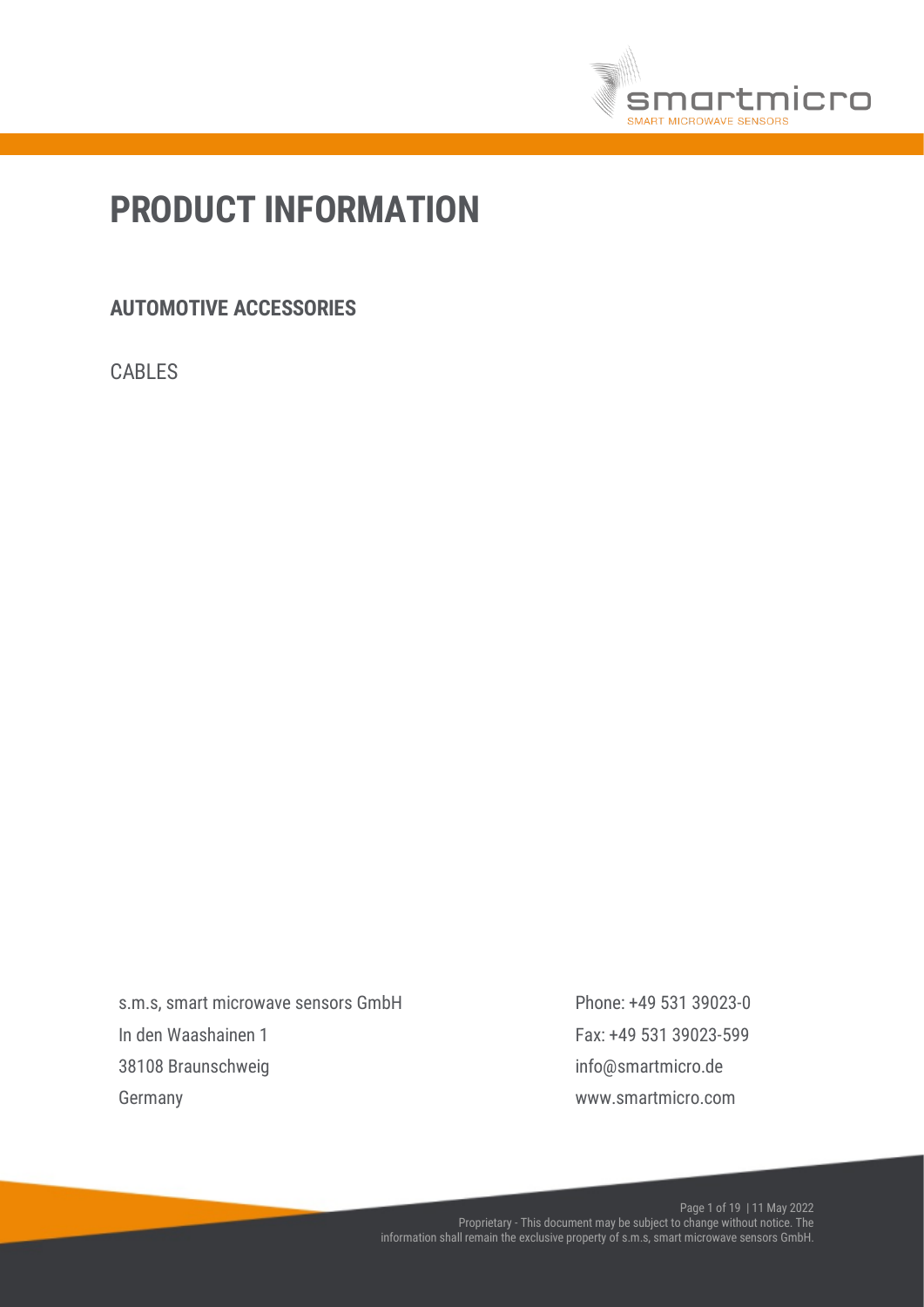# PRODUCT INFORMATION

## AUTOMOTIVE ACCESSORIES

CABLES

s.m.s, smart microwave sensors GmbH
In den Waashainen 1
38108 Braunschweig
Germany

Phone: +49 531 39023-0
Fax: +49 531 39023-599
info@smartmicro.de
www.smartmicro.com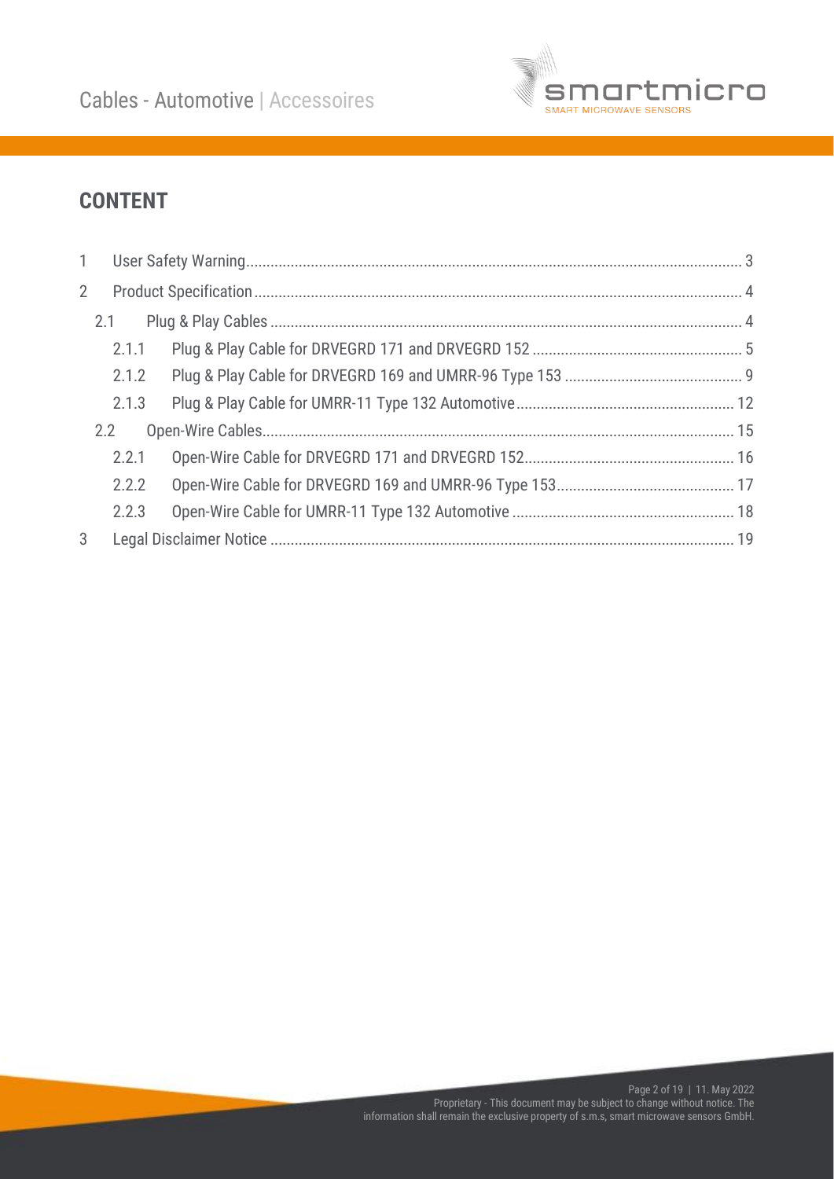## CONTENT

1 User Safety Warning ........ 3

2 Product Specification ........ 4

2.1 Plug & Play Cables ........ 4

2.1.1 Plug & Play Cable for DRVEGRD 171 and DRVEGRD 152 ........ 5

2.1.2 Plug & Play Cable for DRVEGRD 169 and UMRR-96 Type 153 ........ 9

2.1.3 Plug & Play Cable for UMRR-11 Type 132 Automotive ........ 12

2.2 Open-Wire Cables ........ 15

2.2.1 Open-Wire Cable for DRVEGRD 171 and DRVEGRD 152 ........ 16

2.2.2 Open-Wire Cable for DRVEGRD 169 and UMRR-96 Type 153 ........ 17

2.2.3 Open-Wire Cable for UMRR-11 Type 132 Automotive ........ 18

3 Legal Disclaimer Notice ........ 19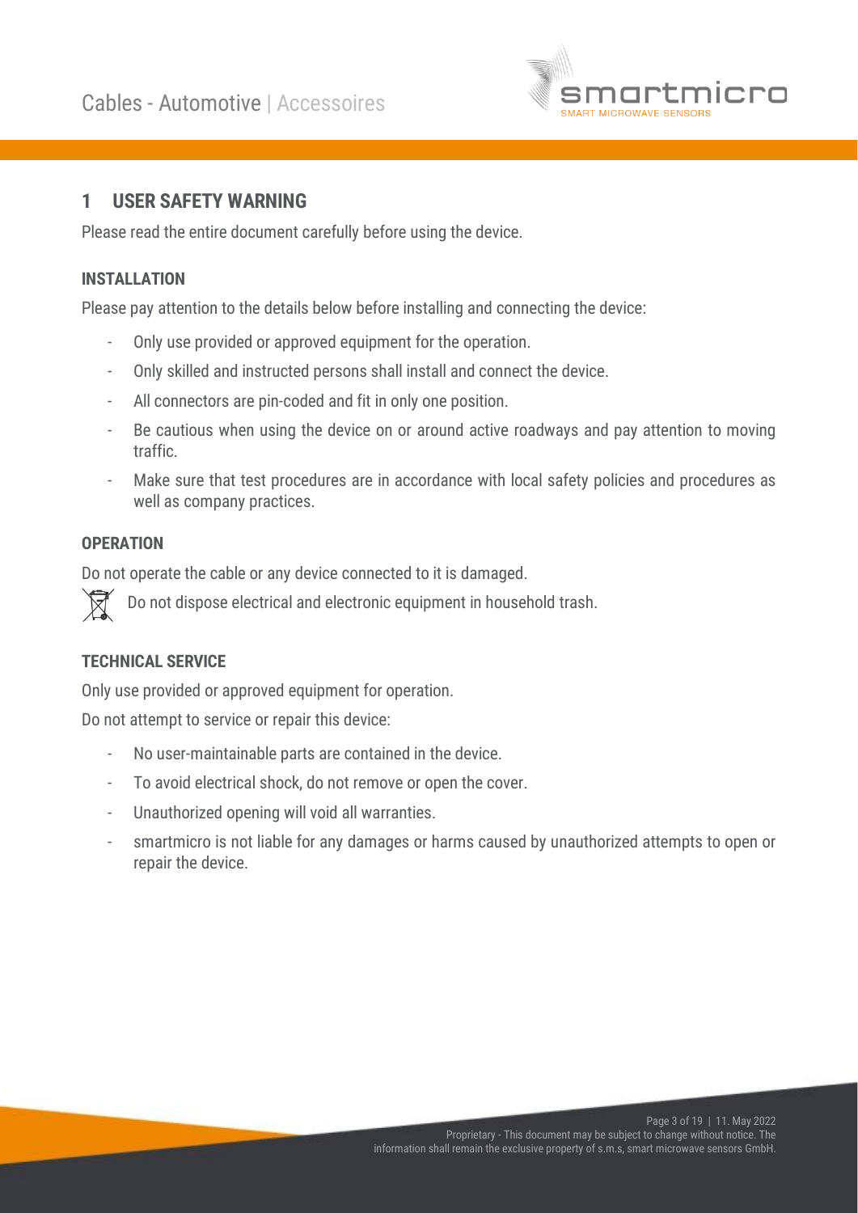## 1 USER SAFETY WARNING

Please read the entire document carefully before using the device.

### INSTALLATION

Please pay attention to the details below before installing and connecting the device:

- Only use provided or approved equipment for the operation.
- Only skilled and instructed persons shall install and connect the device.
- All connectors are pin-coded and fit in only one position.
- Be cautious when using the device on or around active roadways and pay attention to moving traffic.
- Make sure that test procedures are in accordance with local safety policies and procedures as well as company practices.

### OPERATION

Do not operate the cable or any device connected to it is damaged.

Do not dispose electrical and electronic equipment in household trash.

### TECHNICAL SERVICE

Only use provided or approved equipment for operation.

Do not attempt to service or repair this device:

- No user-maintainable parts are contained in the device.
- To avoid electrical shock, do not remove or open the cover.
- Unauthorized opening will void all warranties.
- smartmicro is not liable for any damages or harms caused by unauthorized attempts to open or repair the device.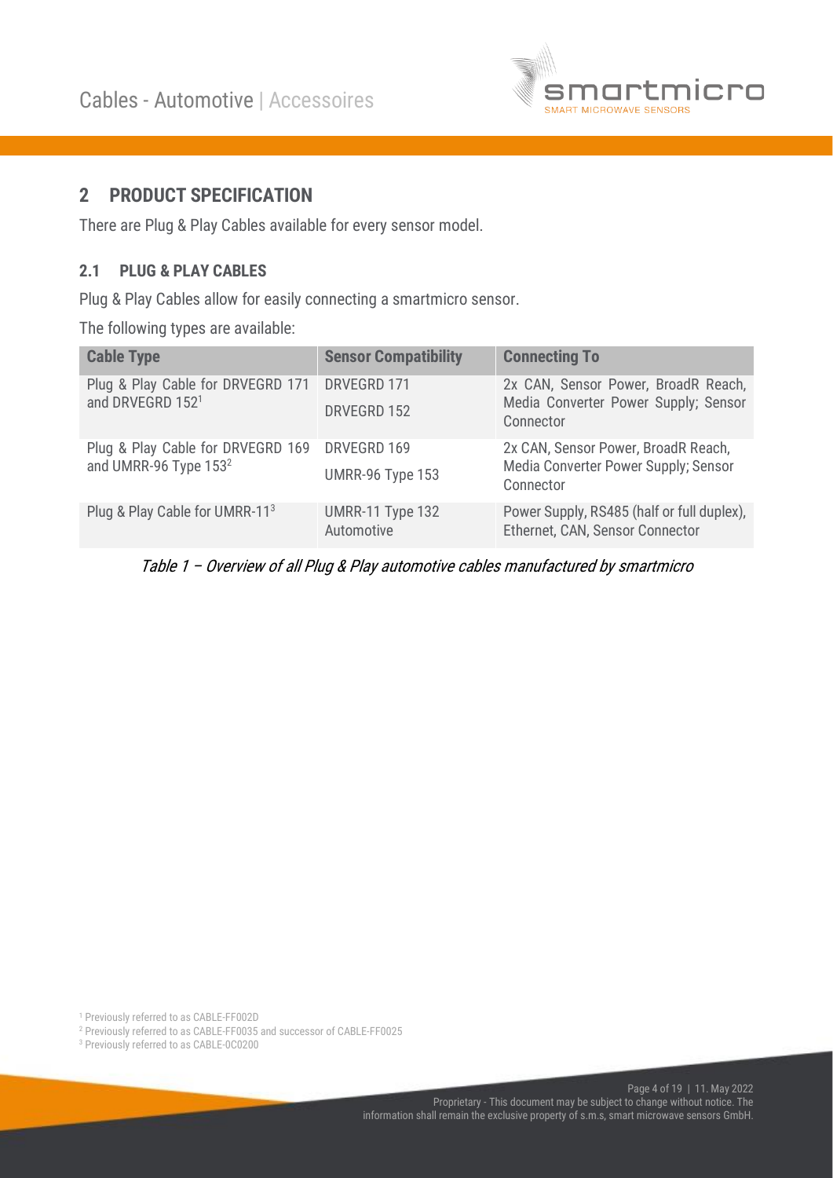## 2 PRODUCT SPECIFICATION

There are Plug & Play Cables available for every sensor model.

### 2.1 PLUG & PLAY CABLES

Plug & Play Cables allow for easily connecting a smartmicro sensor.

The following types are available:

| Cable Type | Sensor Compatibility | Connecting To |
|---|---|---|
| Plug & Play Cable for DRVEGRD 171 and DRVEGRD 152[1] | DRVEGRD 171<br>DRVEGRD 152 | 2x CAN, Sensor Power, BroadR Reach, Media Converter Power Supply; Sensor Connector |
| Plug & Play Cable for DRVEGRD 169 and UMRR-96 Type 153[2] | DRVEGRD 169<br>UMRR-96 Type 153 | 2x CAN, Sensor Power, BroadR Reach, Media Converter Power Supply; Sensor Connector |
| Plug & Play Cable for UMRR-11[3] | UMRR-11 Type 132 Automotive | Power Supply, RS485 (half or full duplex), Ethernet, CAN, Sensor Connector |

*Table 1 – Overview of all Plug & Play automotive cables manufactured by smartmicro*

[1] Previously referred to as CABLE-FF002D

[2] Previously referred to as CABLE-FF0035 and successor of CABLE-FF0025

[3] Previously referred to as CABLE-0C0200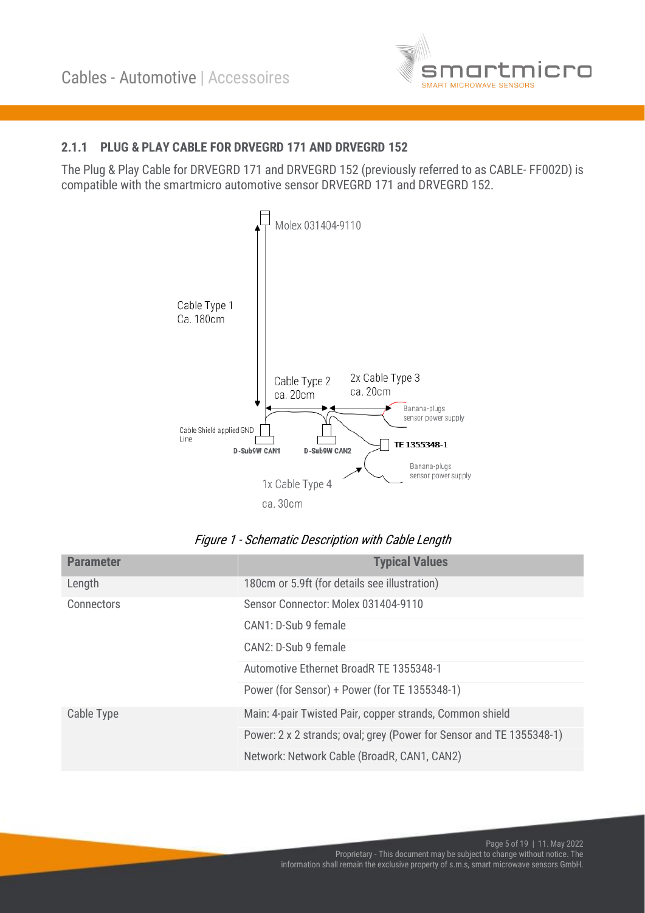### 2.1.1 PLUG & PLAY CABLE FOR DRVEGRD 171 AND DRVEGRD 152

The Plug & Play Cable for DRVEGRD 171 and DRVEGRD 152 (previously referred to as CABLE- FF002D) is compatible with the smartmicro automotive sensor DRVEGRD 171 and DRVEGRD 152.

*Figure 1 - Schematic Description with Cable Length*

| Parameter | Typical Values |
|---|---|
| Length | 180cm or 5.9ft (for details see illustration) |
| Connectors | Sensor Connector: Molex 031404-9110 |
| | CAN1: D-Sub 9 female |
| | CAN2: D-Sub 9 female |
| | Automotive Ethernet BroadR TE 1355348-1 |
| | Power (for Sensor) + Power (for TE 1355348-1) |
| Cable Type | Main: 4-pair Twisted Pair, copper strands, Common shield |
| | Power: 2 x 2 strands; oval; grey (Power for Sensor and TE 1355348-1) |
| | Network: Network Cable (BroadR, CAN1, CAN2) |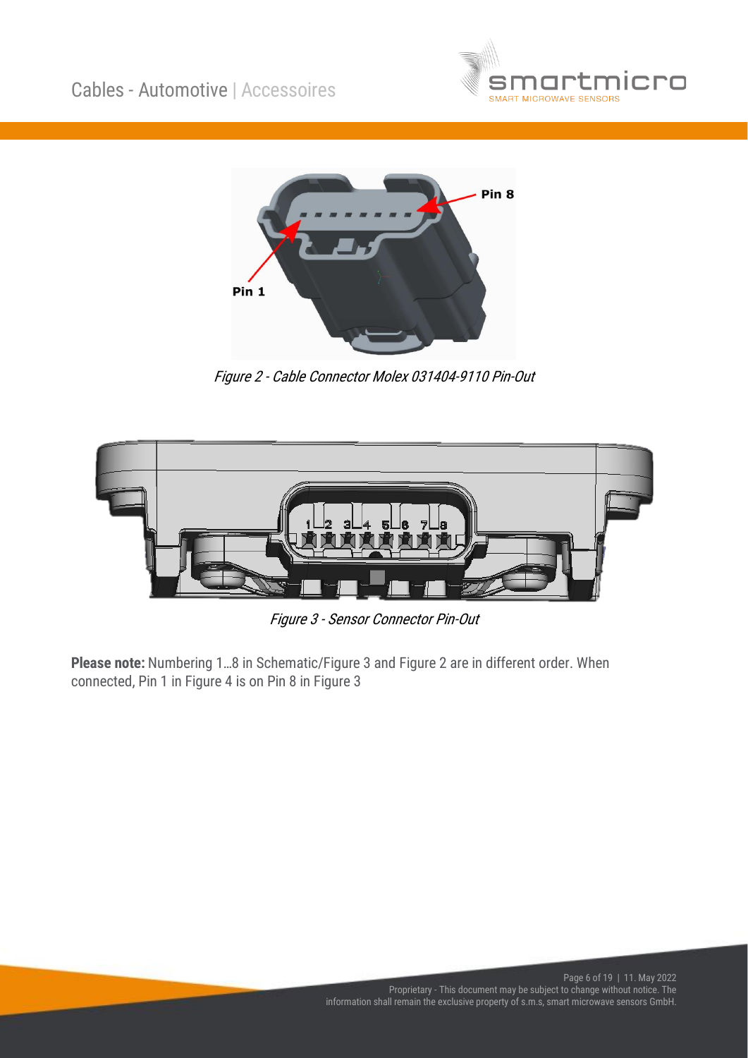Figure 2 - Cable Connector Molex 031404-9110 Pin-Out

Figure 3 - Sensor Connector Pin-Out

**Please note:** Numbering 1…8 in Schematic/Figure 3 and Figure 2 are in different order. When connected, Pin 1 in Figure 4 is on Pin 8 in Figure 3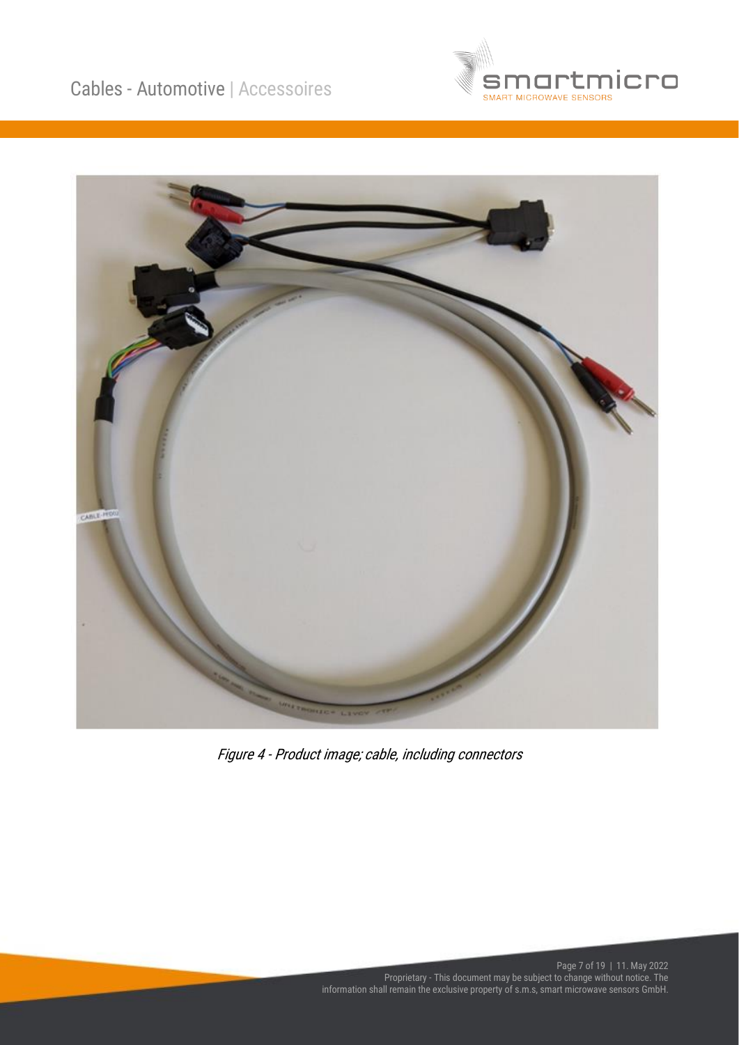*Figure 4 - Product image; cable, including connectors*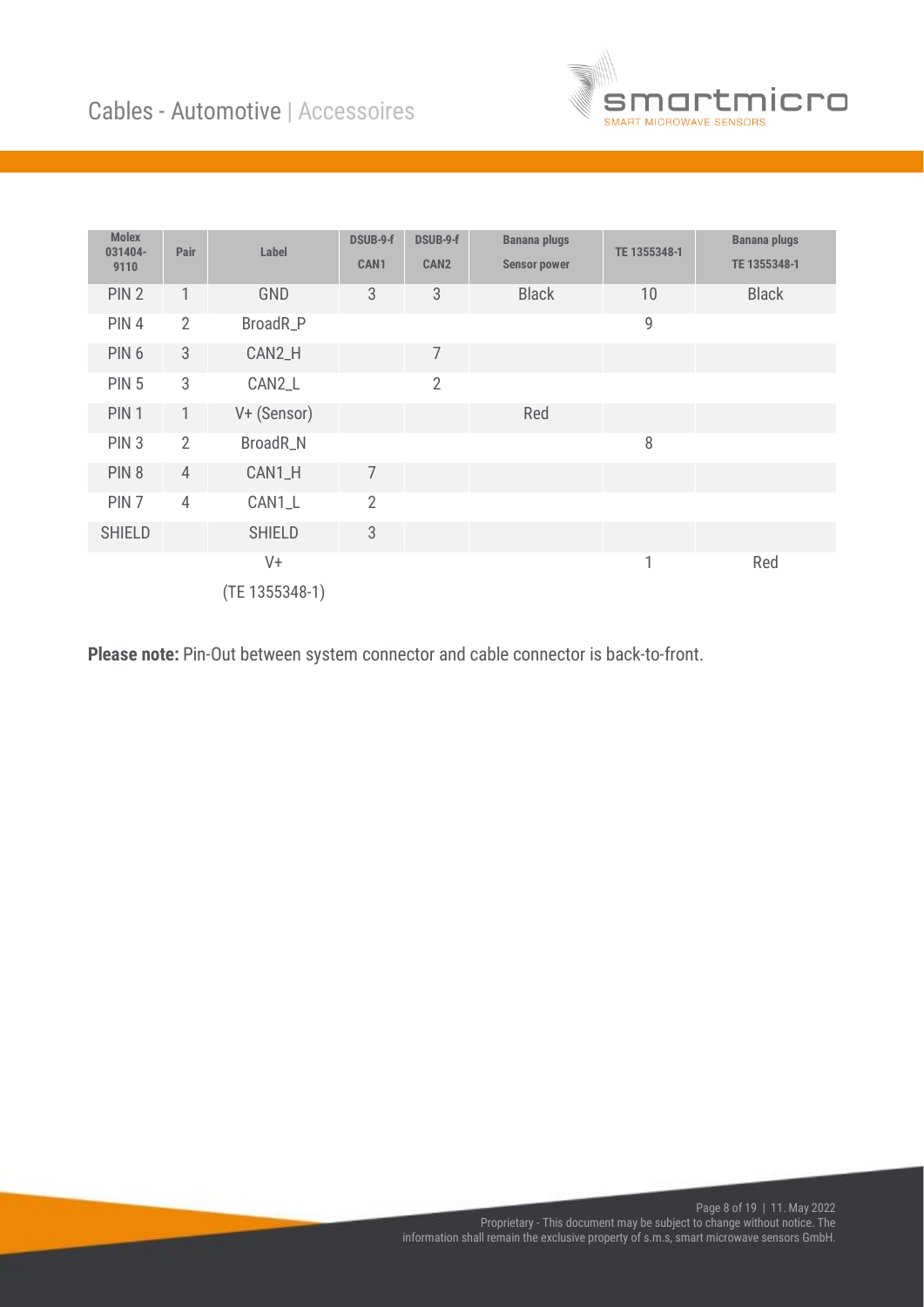# Cables - Automotive | Accessoires

| Molex 031404-9110 | Pair | Label | DSUB-9-f CAN1 | DSUB-9-f CAN2 | Banana plugs Sensor power | TE 1355348-1 | Banana plugs TE 1355348-1 |
|---|---|---|---|---|---|---|---|
| PIN 2 | 1 | GND | 3 | 3 | Black | 10 | Black |
| PIN 4 | 2 | BroadR_P | | | | 9 | |
| PIN 6 | 3 | CAN2_H | | 7 | | | |
| PIN 5 | 3 | CAN2_L | | 2 | | | |
| PIN 1 | 1 | V+ (Sensor) | | | Red | | |
| PIN 3 | 2 | BroadR_N | | | | 8 | |
| PIN 8 | 4 | CAN1_H | 7 | | | | |
| PIN 7 | 4 | CAN1_L | 2 | | | | |
| SHIELD | | SHIELD | 3 | | | | |
| | | V+ (TE 1355348-1) | | | | 1 | Red |

**Please note:** Pin-Out between system connector and cable connector is back-to-front.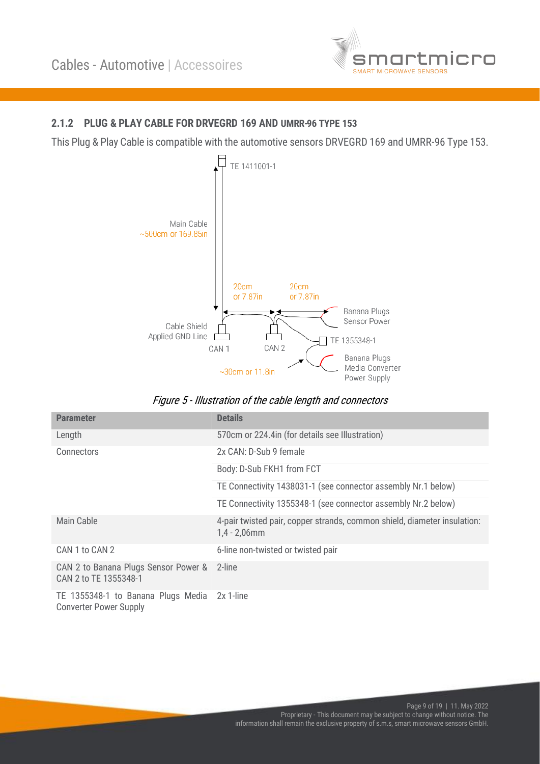### 2.1.2 PLUG & PLAY CABLE FOR DRVEGRD 169 AND UMRR-96 TYPE 153

This Plug & Play Cable is compatible with the automotive sensors DRVEGRD 169 and UMRR-96 Type 153.

*Figure 5 - Illustration of the cable length and connectors*

| Parameter | Details |
|---|---|
| Length | 570cm or 224.4in (for details see Illustration) |
| Connectors | 2x CAN: D-Sub 9 female |
| | Body: D-Sub FKH1 from FCT |
| | TE Connectivity 1438031-1 (see connector assembly Nr.1 below) |
| | TE Connectivity 1355348-1 (see connector assembly Nr.2 below) |
| Main Cable | 4-pair twisted pair, copper strands, common shield, diameter insulation: 1,4 - 2,06mm |
| CAN 1 to CAN 2 | 6-line non-twisted or twisted pair |
| CAN 2 to Banana Plugs Sensor Power & CAN 2 to TE 1355348-1 | 2-line |
| TE 1355348-1 to Banana Plugs Media Converter Power Supply | 2x 1-line |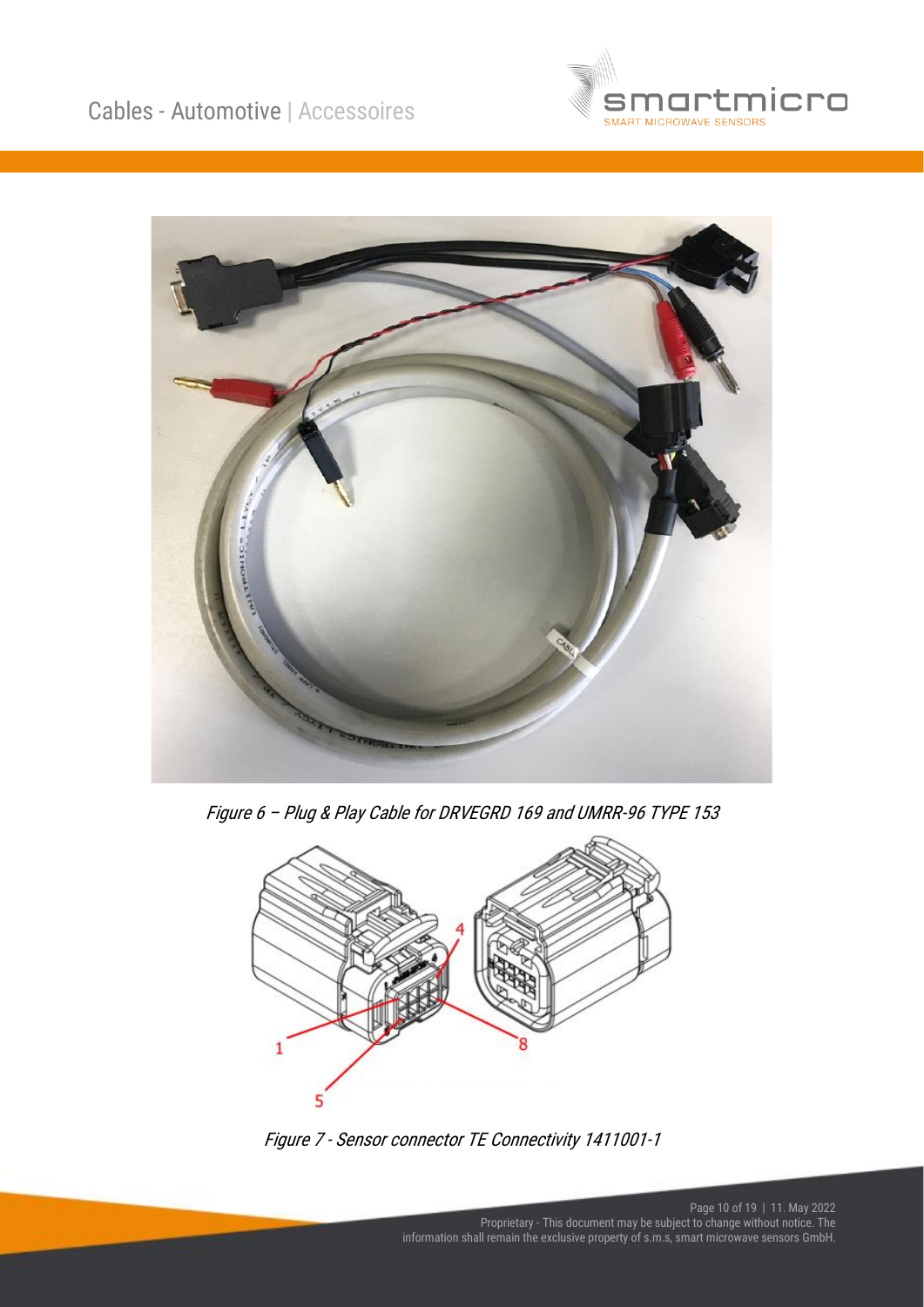Figure 6 – Plug & Play Cable for DRVEGRD 169 and UMRR-96 TYPE 153

Figure 7 - Sensor connector TE Connectivity 1411001-1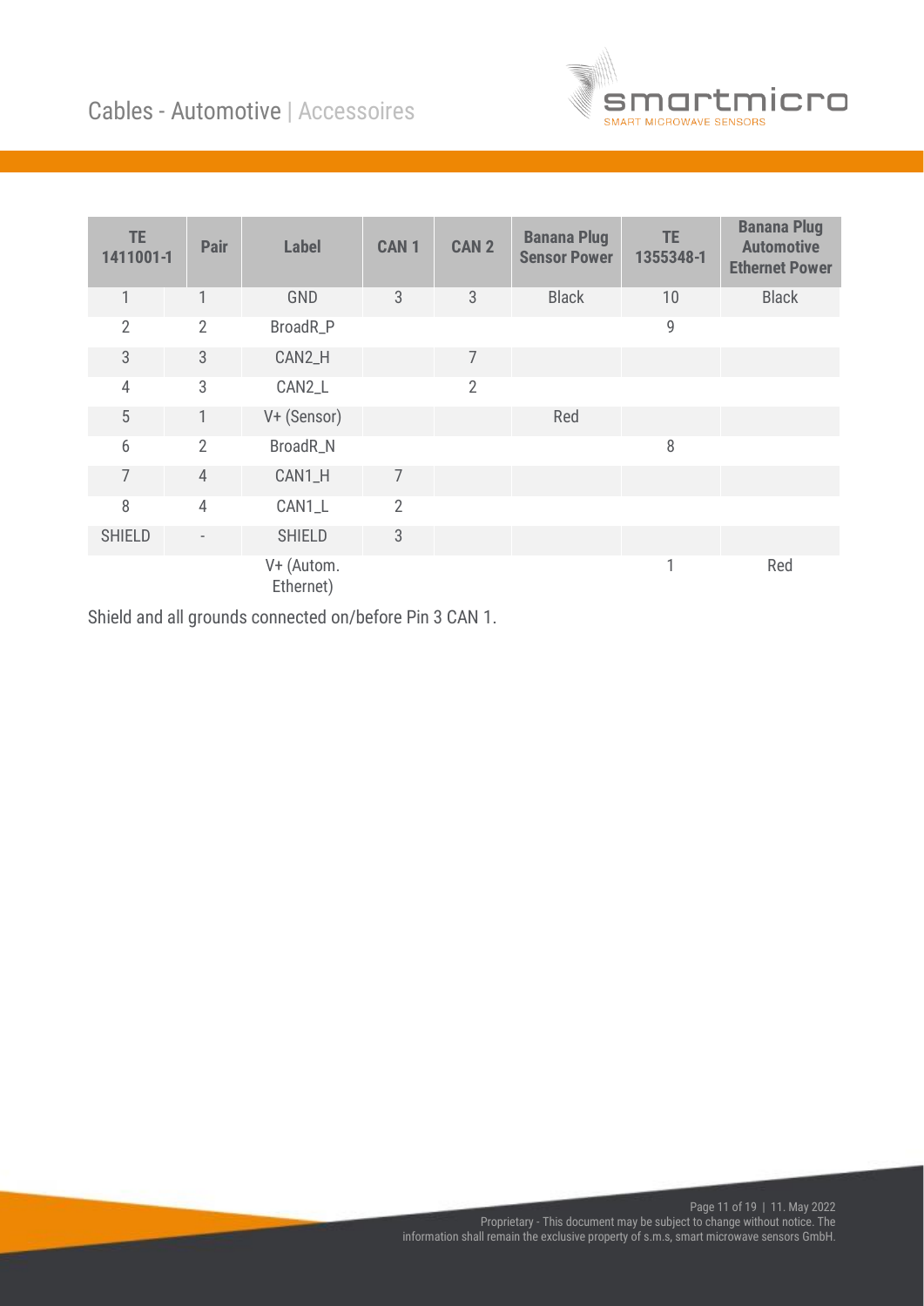| TE 1411001-1 | Pair | Label | CAN 1 | CAN 2 | Banana Plug Sensor Power | TE 1355348-1 | Banana Plug Automotive Ethernet Power |
|---|---|---|---|---|---|---|---|
| 1 | 1 | GND | 3 | 3 | Black | 10 | Black |
| 2 | 2 | BroadR_P | | | | 9 | |
| 3 | 3 | CAN2_H | | 7 | | | |
| 4 | 3 | CAN2_L | | 2 | | | |
| 5 | 1 | V+ (Sensor) | | | Red | | |
| 6 | 2 | BroadR_N | | | | 8 | |
| 7 | 4 | CAN1_H | 7 | | | | |
| 8 | 4 | CAN1_L | 2 | | | | |
| SHIELD | - | SHIELD | 3 | | | | |
| | | V+ (Autom. Ethernet) | | | | 1 | Red |

Shield and all grounds connected on/before Pin 3 CAN 1.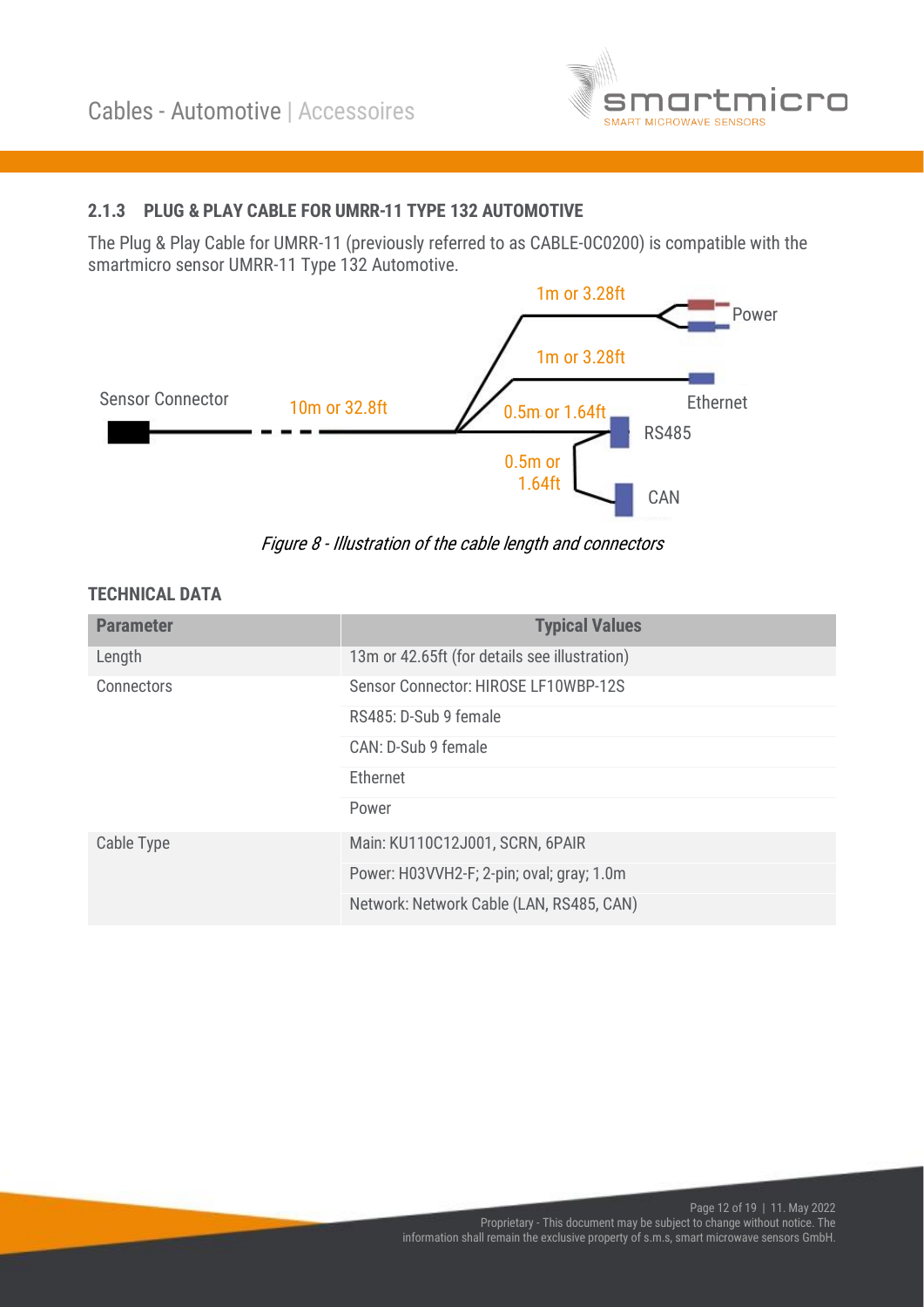### 2.1.3 PLUG & PLAY CABLE FOR UMRR-11 TYPE 132 AUTOMOTIVE

The Plug & Play Cable for UMRR-11 (previously referred to as CABLE-0C0200) is compatible with the smartmicro sensor UMRR-11 Type 132 Automotive.

Sensor Connector — 10m or 32.8ft — 1m or 3.28ft — Power — 1m or 3.28ft — Ethernet — 0.5m or 1.64ft — RS485 — 0.5m or 1.64ft — CAN

*Figure 8 - Illustration of the cable length and connectors*

#### TECHNICAL DATA

| Parameter | Typical Values |
|---|---|
| Length | 13m or 42.65ft (for details see illustration) |
| Connectors | Sensor Connector: HIROSE LF10WBP-12S |
| | RS485: D-Sub 9 female |
| | CAN: D-Sub 9 female |
| | Ethernet |
| | Power |
| Cable Type | Main: KU110C12J001, SCRN, 6PAIR |
| | Power: H03VVH2-F; 2-pin; oval; gray; 1.0m |
| | Network: Network Cable (LAN, RS485, CAN) |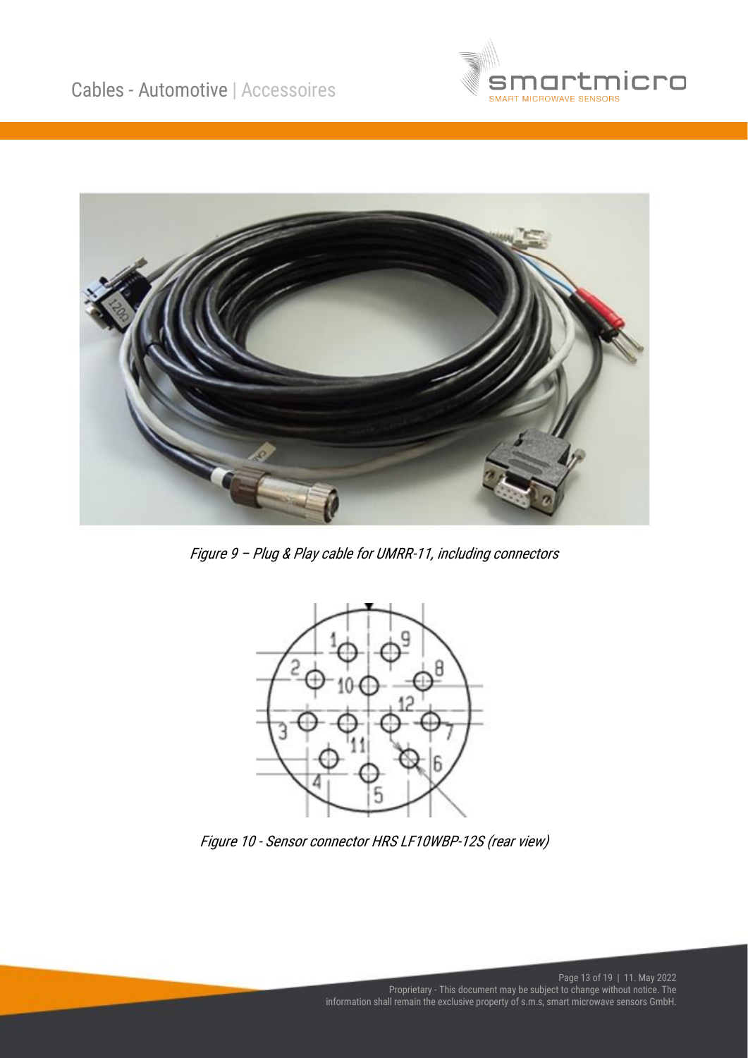Figure 9 – Plug & Play cable for UMRR-11, including connectors

Figure 10 - Sensor connector HRS LF10WBP-12S (rear view)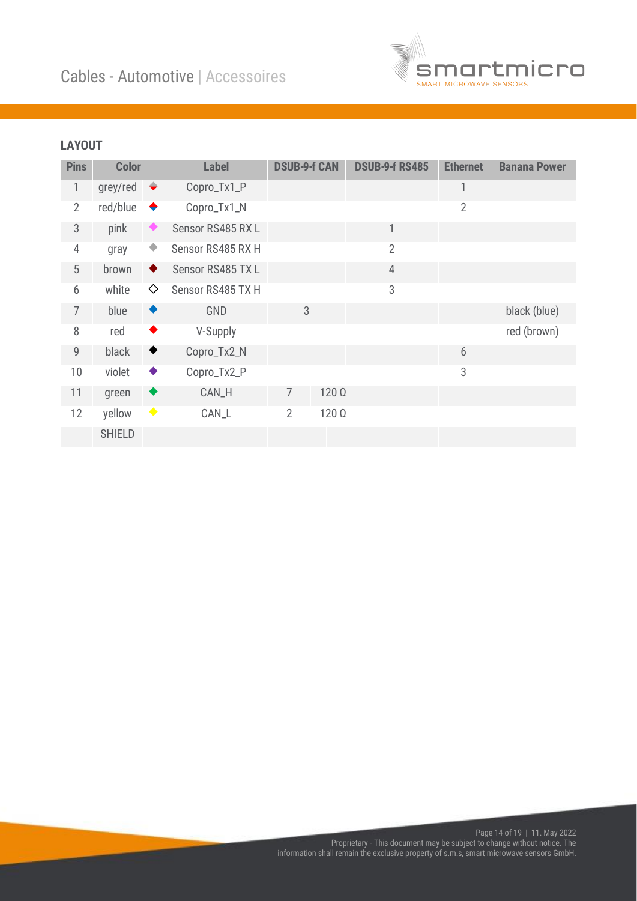## LAYOUT

| Pins | Color | | Label | DSUB-9-f CAN | | DSUB-9-f RS485 | Ethernet | Banana Power |
|---|---|---|---|---|---|---|---|---|
| 1 | grey/red | ◆ | Copro_Tx1_P | | | | 1 | |
| 2 | red/blue | ◆ | Copro_Tx1_N | | | | 2 | |
| 3 | pink | ◆ | Sensor RS485 RX L | | | 1 | | |
| 4 | gray | ◆ | Sensor RS485 RX H | | | 2 | | |
| 5 | brown | ◆ | Sensor RS485 TX L | | | 4 | | |
| 6 | white | ◇ | Sensor RS485 TX H | | | 3 | | |
| 7 | blue | ◆ | GND | 3 | | | | black (blue) |
| 8 | red | ◆ | V-Supply | | | | | red (brown) |
| 9 | black | ◆ | Copro_Tx2_N | | | | 6 | |
| 10 | violet | ◆ | Copro_Tx2_P | | | | 3 | |
| 11 | green | ◆ | CAN_H | 7 | 120 Ω | | | |
| 12 | yellow | ◆ | CAN_L | 2 | 120 Ω | | | |
| | SHIELD | | | | | | | |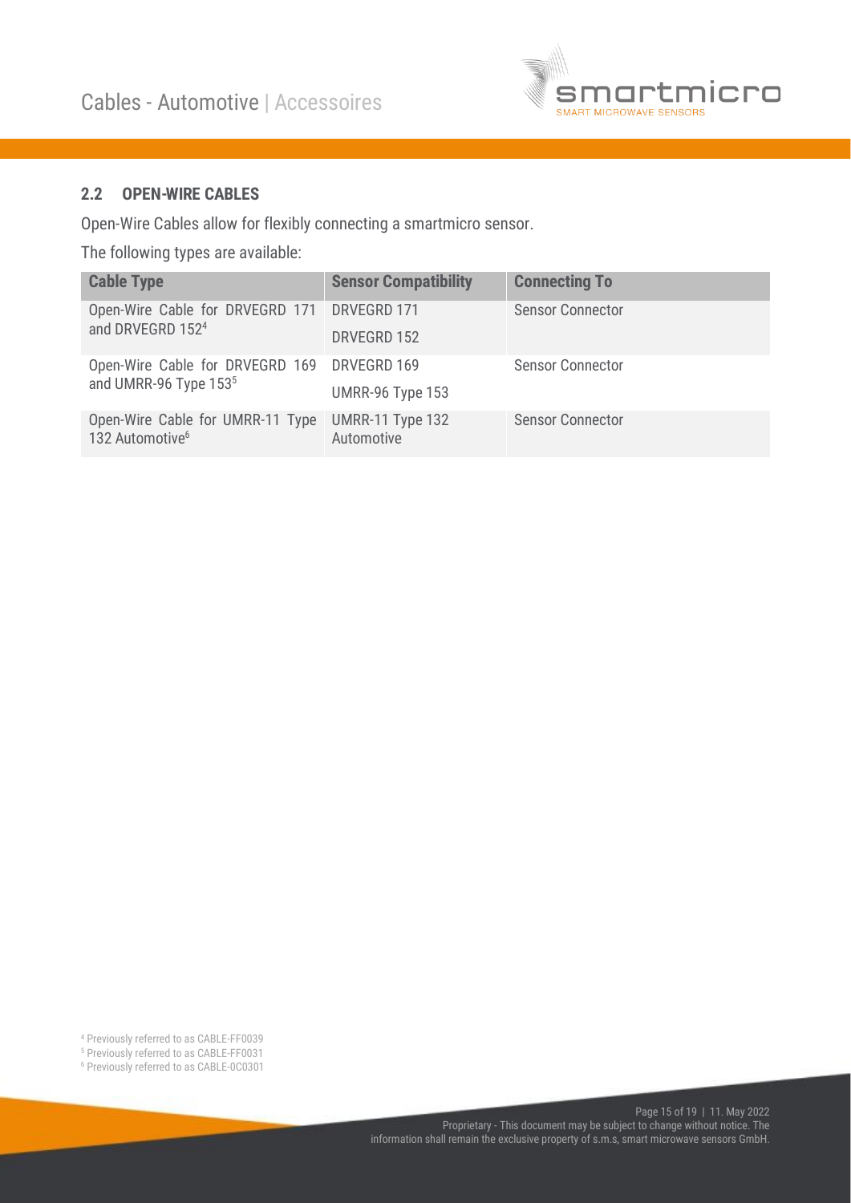## 2.2 OPEN-WIRE CABLES

Open-Wire Cables allow for flexibly connecting a smartmicro sensor.

The following types are available:

| Cable Type | Sensor Compatibility | Connecting To |
|---|---|---|
| Open-Wire Cable for DRVEGRD 171 and DRVEGRD 152[4] | DRVEGRD 171<br>DRVEGRD 152 | Sensor Connector |
| Open-Wire Cable for DRVEGRD 169 and UMRR-96 Type 153[5] | DRVEGRD 169<br>UMRR-96 Type 153 | Sensor Connector |
| Open-Wire Cable for UMRR-11 Type 132 Automotive[6] | UMRR-11 Type 132 Automotive | Sensor Connector |

[4] Previously referred to as CABLE-FF0039
[5] Previously referred to as CABLE-FF0031
[6] Previously referred to as CABLE-0C0301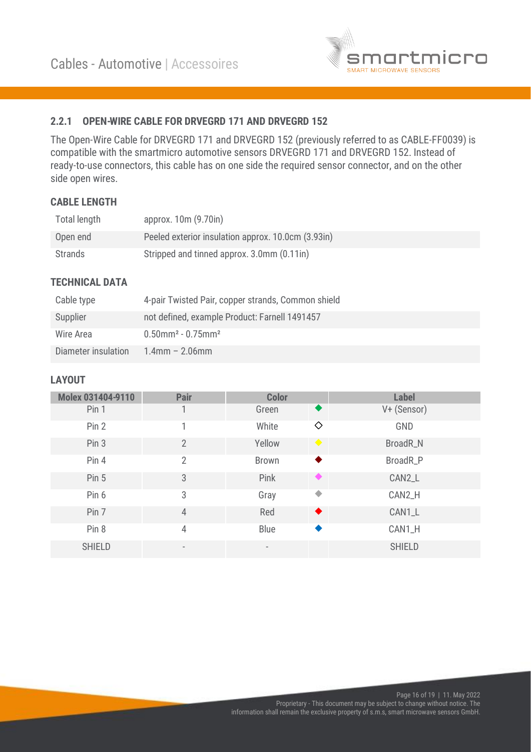### 2.2.1 OPEN-WIRE CABLE FOR DRVEGRD 171 AND DRVEGRD 152

The Open-Wire Cable for DRVEGRD 171 and DRVEGRD 152 (previously referred to as CABLE-FF0039) is compatible with the smartmicro automotive sensors DRVEGRD 171 and DRVEGRD 152. Instead of ready-to-use connectors, this cable has on one side the required sensor connector, and on the other side open wires.

#### CABLE LENGTH

| | |
|---|---|
| Total length | approx. 10m (9.70in) |
| Open end | Peeled exterior insulation approx. 10.0cm (3.93in) |
| Strands | Stripped and tinned approx. 3.0mm (0.11in) |

#### TECHNICAL DATA

| | |
|---|---|
| Cable type | 4-pair Twisted Pair, copper strands, Common shield |
| Supplier | not defined, example Product: Farnell 1491457 |
| Wire Area | $0.50mm^2$ - $0.75mm^2$ |
| Diameter insulation | 1.4mm – 2.06mm |

#### LAYOUT

| Molex 031404-9110 | Pair | Color | | Label |
|---|---|---|---|---|
| Pin 1 | 1 | Green | ◆ | V+ (Sensor) |
| Pin 2 | 1 | White | ◇ | GND |
| Pin 3 | 2 | Yellow | ◆ | BroadR_N |
| Pin 4 | 2 | Brown | ◆ | BroadR_P |
| Pin 5 | 3 | Pink | ◆ | CAN2_L |
| Pin 6 | 3 | Gray | ◆ | CAN2_H |
| Pin 7 | 4 | Red | ◆ | CAN1_L |
| Pin 8 | 4 | Blue | ◆ | CAN1_H |
| SHIELD | - | - | | SHIELD |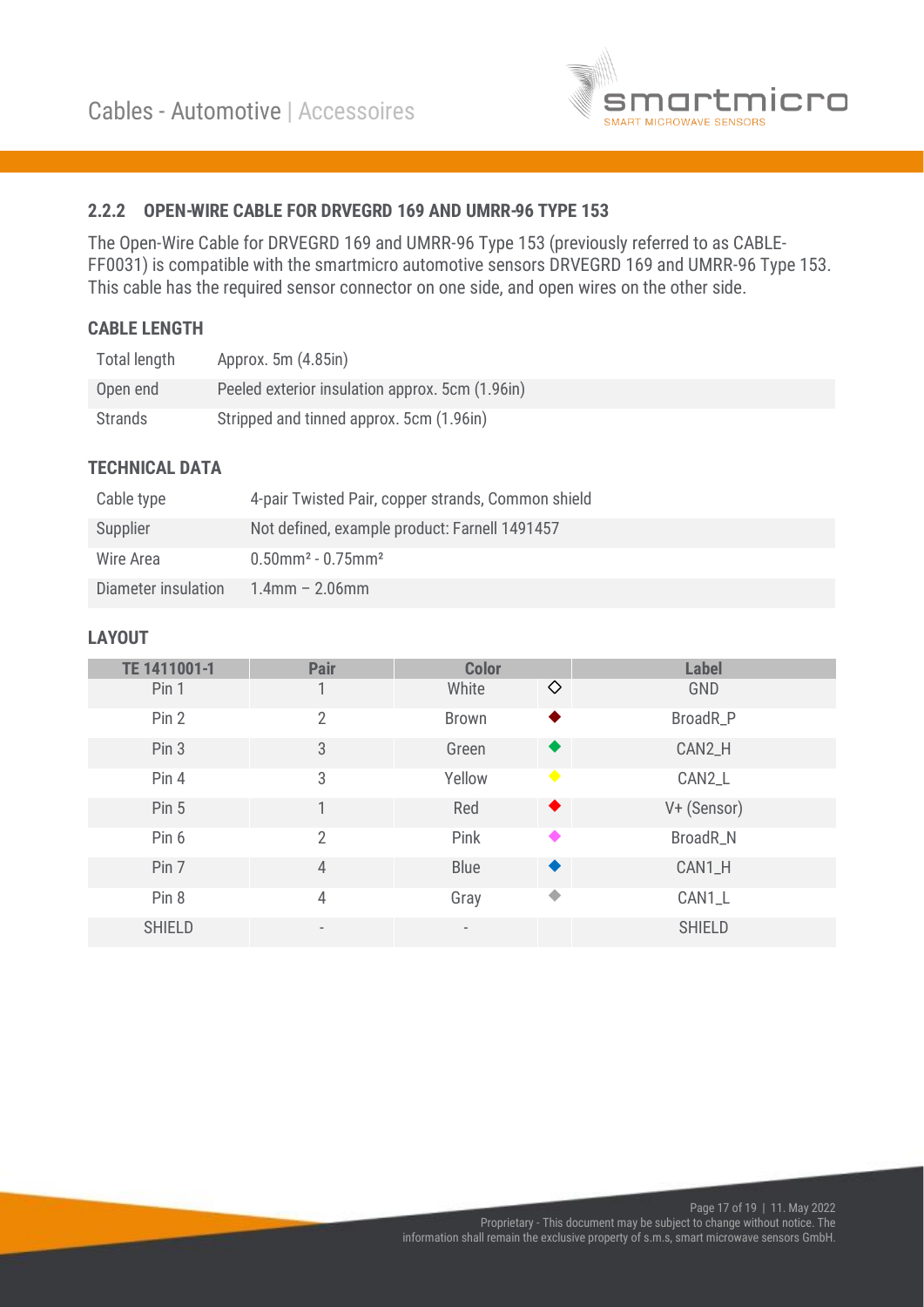## 2.2.2 OPEN-WIRE CABLE FOR DRVEGRD 169 AND UMRR-96 TYPE 153

The Open-Wire Cable for DRVEGRD 169 and UMRR-96 Type 153 (previously referred to as CABLE-FF0031) is compatible with the smartmicro automotive sensors DRVEGRD 169 and UMRR-96 Type 153. This cable has the required sensor connector on one side, and open wires on the other side.

### CABLE LENGTH

| | |
|---|---|
| Total length | Approx. 5m (4.85in) |
| Open end | Peeled exterior insulation approx. 5cm (1.96in) |
| Strands | Stripped and tinned approx. 5cm (1.96in) |

### TECHNICAL DATA

| | |
|---|---|
| Cable type | 4-pair Twisted Pair, copper strands, Common shield |
| Supplier | Not defined, example product: Farnell 1491457 |
| Wire Area | $0.50mm^2$ - $0.75mm^2$ |
| Diameter insulation | 1.4mm – 2.06mm |

### LAYOUT

| TE 1411001-1 | Pair | Color | | Label |
|---|---|---|---|---|
| Pin 1 | 1 | White | ◇ | GND |
| Pin 2 | 2 | Brown | ◆ | BroadR_P |
| Pin 3 | 3 | Green | ◆ | CAN2_H |
| Pin 4 | 3 | Yellow | ◆ | CAN2_L |
| Pin 5 | 1 | Red | ◆ | V+ (Sensor) |
| Pin 6 | 2 | Pink | ◆ | BroadR_N |
| Pin 7 | 4 | Blue | ◆ | CAN1_H |
| Pin 8 | 4 | Gray | ◆ | CAN1_L |
| SHIELD | - | - | | SHIELD |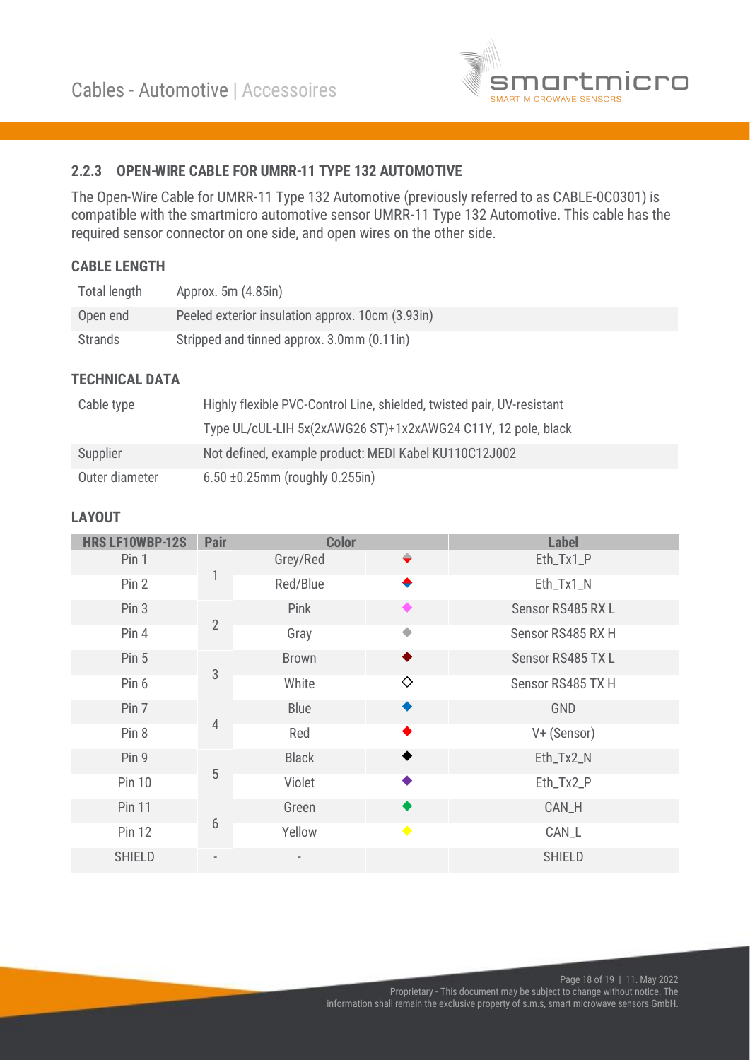## 2.2.3 OPEN-WIRE CABLE FOR UMRR-11 TYPE 132 AUTOMOTIVE

The Open-Wire Cable for UMRR-11 Type 132 Automotive (previously referred to as CABLE-0C0301) is compatible with the smartmicro automotive sensor UMRR-11 Type 132 Automotive. This cable has the required sensor connector on one side, and open wires on the other side.

### CABLE LENGTH

| | |
|---|---|
| Total length | Approx. 5m (4.85in) |
| Open end | Peeled exterior insulation approx. 10cm (3.93in) |
| Strands | Stripped and tinned approx. 3.0mm (0.11in) |

### TECHNICAL DATA

| | |
|---|---|
| Cable type | Highly flexible PVC-Control Line, shielded, twisted pair, UV-resistant |
| | Type UL/cUL-LIH 5x(2xAWG26 ST)+1x2xAWG24 C11Y, 12 pole, black |
| Supplier | Not defined, example product: MEDI Kabel KU110C12J002 |
| Outer diameter | 6.50 ±0.25mm (roughly 0.255in) |

### LAYOUT

| HRS LF10WBP-12S | Pair | Color | | Label |
|---|---|---|---|---|
| Pin 1 | 1 | Grey/Red | ◆ | Eth_Tx1_P |
| Pin 2 | | Red/Blue | ◆ | Eth_Tx1_N |
| Pin 3 | 2 | Pink | ◆ | Sensor RS485 RX L |
| Pin 4 | | Gray | ◆ | Sensor RS485 RX H |
| Pin 5 | 3 | Brown | ◆ | Sensor RS485 TX L |
| Pin 6 | | White | ◇ | Sensor RS485 TX H |
| Pin 7 | 4 | Blue | ◆ | GND |
| Pin 8 | | Red | ◆ | V+ (Sensor) |
| Pin 9 | 5 | Black | ◆ | Eth_Tx2_N |
| Pin 10 | | Violet | ◆ | Eth_Tx2_P |
| Pin 11 | 6 | Green | ◆ | CAN_H |
| Pin 12 | | Yellow | ◆ | CAN_L |
| SHIELD | - | - | | SHIELD |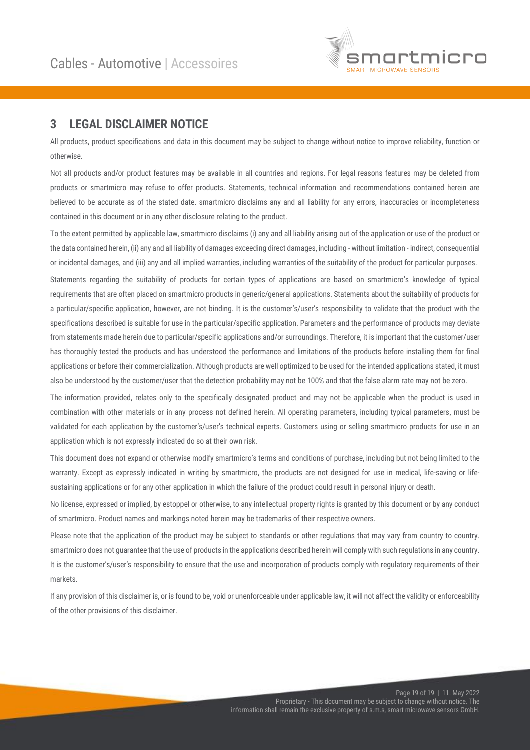## 3 LEGAL DISCLAIMER NOTICE

All products, product specifications and data in this document may be subject to change without notice to improve reliability, function or otherwise.

Not all products and/or product features may be available in all countries and regions. For legal reasons features may be deleted from products or smartmicro may refuse to offer products. Statements, technical information and recommendations contained herein are believed to be accurate as of the stated date. smartmicro disclaims any and all liability for any errors, inaccuracies or incompleteness contained in this document or in any other disclosure relating to the product.

To the extent permitted by applicable law, smartmicro disclaims (i) any and all liability arising out of the application or use of the product or the data contained herein, (ii) any and all liability of damages exceeding direct damages, including - without limitation - indirect, consequential or incidental damages, and (iii) any and all implied warranties, including warranties of the suitability of the product for particular purposes.

Statements regarding the suitability of products for certain types of applications are based on smartmicro's knowledge of typical requirements that are often placed on smartmicro products in generic/general applications. Statements about the suitability of products for a particular/specific application, however, are not binding. It is the customer's/user's responsibility to validate that the product with the specifications described is suitable for use in the particular/specific application. Parameters and the performance of products may deviate from statements made herein due to particular/specific applications and/or surroundings. Therefore, it is important that the customer/user has thoroughly tested the products and has understood the performance and limitations of the products before installing them for final applications or before their commercialization. Although products are well optimized to be used for the intended applications stated, it must also be understood by the customer/user that the detection probability may not be 100% and that the false alarm rate may not be zero.

The information provided, relates only to the specifically designated product and may not be applicable when the product is used in combination with other materials or in any process not defined herein. All operating parameters, including typical parameters, must be validated for each application by the customer's/user's technical experts. Customers using or selling smartmicro products for use in an application which is not expressly indicated do so at their own risk.

This document does not expand or otherwise modify smartmicro's terms and conditions of purchase, including but not being limited to the warranty. Except as expressly indicated in writing by smartmicro, the products are not designed for use in medical, life-saving or life-sustaining applications or for any other application in which the failure of the product could result in personal injury or death.

No license, expressed or implied, by estoppel or otherwise, to any intellectual property rights is granted by this document or by any conduct of smartmicro. Product names and markings noted herein may be trademarks of their respective owners.

Please note that the application of the product may be subject to standards or other regulations that may vary from country to country. smartmicro does not guarantee that the use of products in the applications described herein will comply with such regulations in any country. It is the customer's/user's responsibility to ensure that the use and incorporation of products comply with regulatory requirements of their markets.

If any provision of this disclaimer is, or is found to be, void or unenforceable under applicable law, it will not affect the validity or enforceability of the other provisions of this disclaimer.